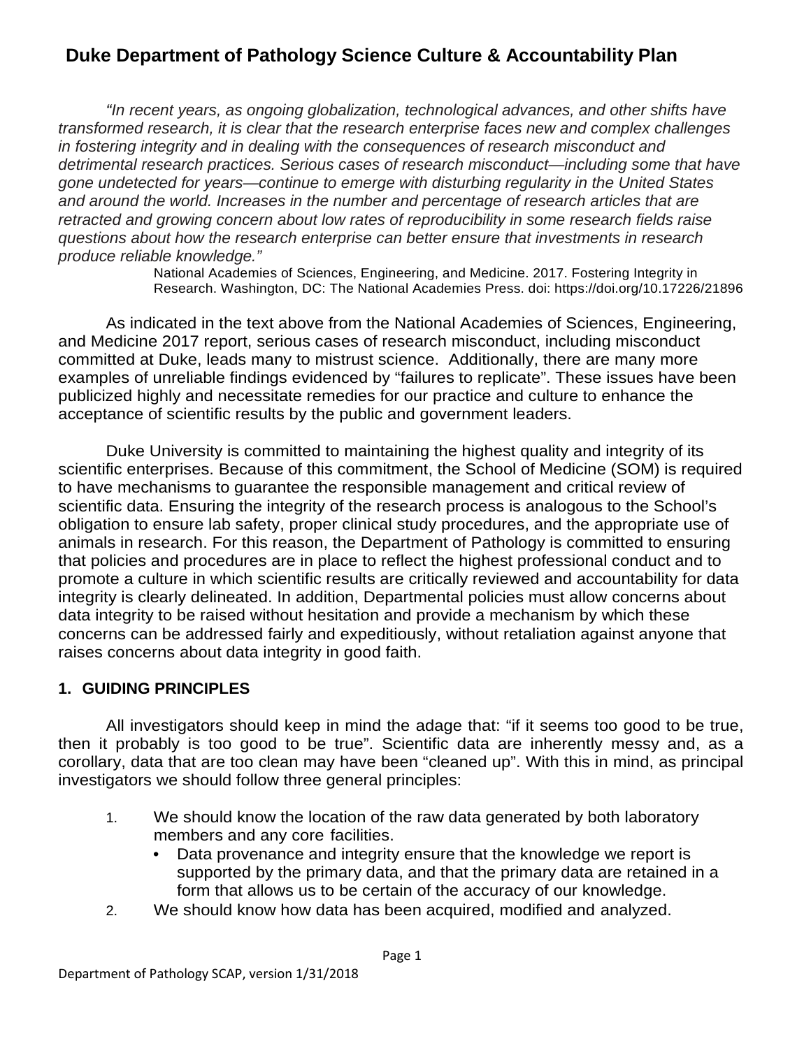# Duke Department of Pathology Science Culture & Accountability Plan

*"In recent years, as ongoing globalization, technological advances, and other shifts have transformed research, it is clear that the research enterprise faces new and complex challenges in fostering integrity and in dealing with the consequences of research misconduct and detrimental research practices. Serious cases of research misconduct—including some that have gone undetected for years—continue to emerge with disturbing regularity in the United States and around the world. Increases in the number and percentage of research articles that are retracted and growing concern about low rates of reproducibility in some research fields raise questions about how the research enterprise can better ensure that investments in research produce reliable knowledge."*

National Academies of Sciences, Engineering, and Medicine. 2017. Fostering Integrity in Research. Washington, DC: The National Academies Press. doi: https://doi.org/10.17226/21896

As indicated in the text above from the National Academies of Sciences, Engineering, and Medicine 2017 report, serious cases of research misconduct, including misconduct committed at Duke, leads many to mistrust science. Additionally, there are many more examples of unreliable findings evidenced by "failures to replicate". These issues have been publicized highly and necessitate remedies for our practice and culture to enhance the acceptance of scientific results by the public and government leaders.

Duke University is committed to maintaining the highest quality and integrity of its scientific enterprises. Because of this commitment, the School of Medicine (SOM) is required to have mechanisms to guarantee the responsible management and critical review of scientific data. Ensuring the integrity of the research process is analogous to the School's obligation to ensure lab safety, proper clinical study procedures, and the appropriate use of animals in research. For this reason, the Department of Pathology is committed to ensuring that policies and procedures are in place to reflect the highest professional conduct and to promote a culture in which scientific results are critically reviewed and accountability for data integrity is clearly delineated. In addition, Departmental policies must allow concerns about data integrity to be raised without hesitation and provide a mechanism by which these concerns can be addressed fairly and expeditiously, without retaliation against anyone that raises concerns about data integrity in good faith.

## 1. GUIDING PRINCIPLES

All investigators should keep in mind the adage that: "if it seems too good to be true, then it probably is too good to be true". Scientific data are inherently messy and, as a corollary, data that are too clean may have been "cleaned up". With this in mind, as principal investigators we should follow three general principles:

1. We should know the location of the raw data generated by both laboratory members and any core facilities.
   - Data provenance and integrity ensure that the knowledge we report is supported by the primary data, and that the primary data are retained in a form that allows us to be certain of the accuracy of our knowledge.
2. We should know how data has been acquired, modified and analyzed.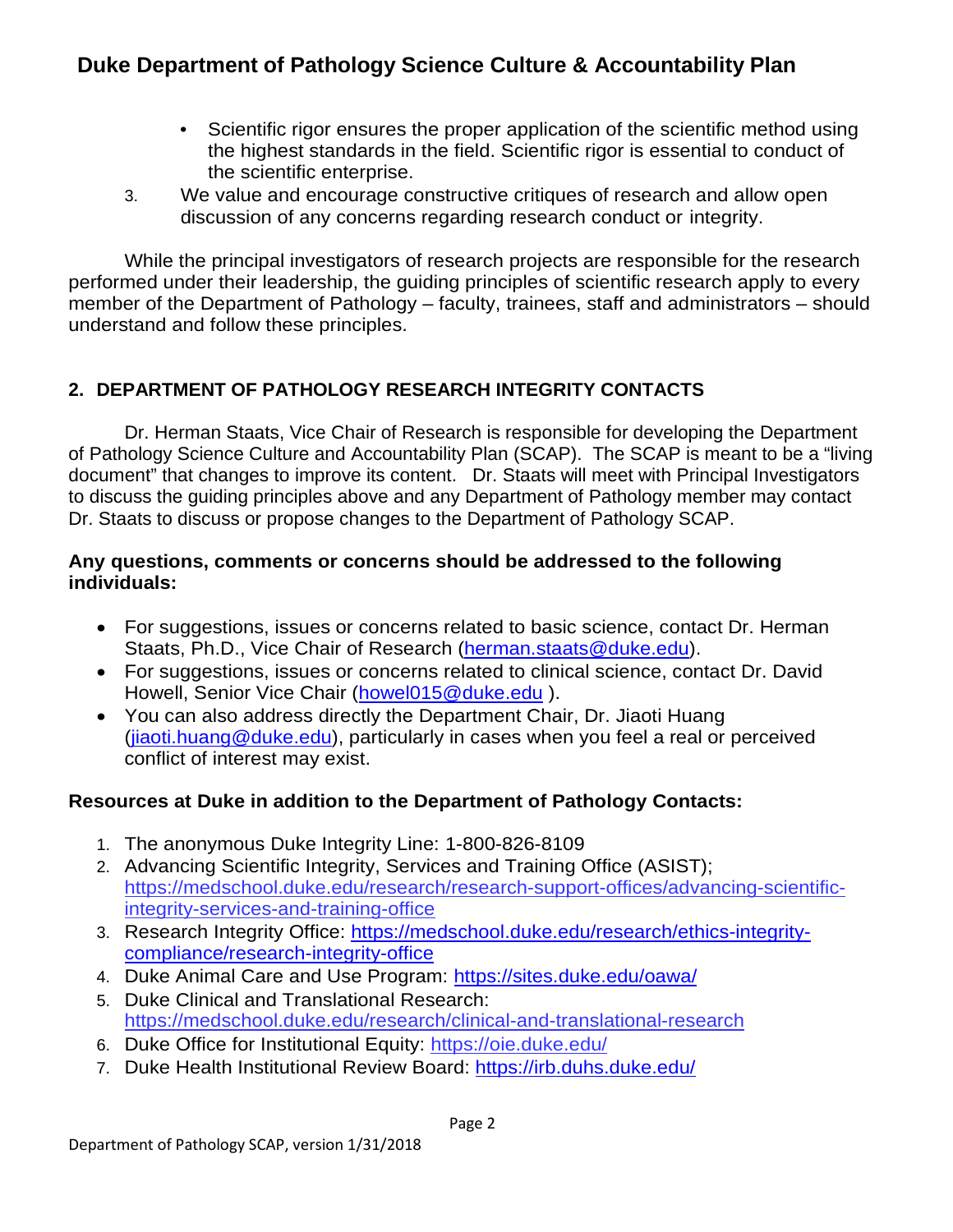- Scientific rigor ensures the proper application of the scientific method using the highest standards in the field. Scientific rigor is essential to conduct of the scientific enterprise.

3. We value and encourage constructive critiques of research and allow open discussion of any concerns regarding research conduct or integrity.

While the principal investigators of research projects are responsible for the research performed under their leadership, the guiding principles of scientific research apply to every member of the Department of Pathology – faculty, trainees, staff and administrators – should understand and follow these principles.

## 2. DEPARTMENT OF PATHOLOGY RESEARCH INTEGRITY CONTACTS

Dr. Herman Staats, Vice Chair of Research is responsible for developing the Department of Pathology Science Culture and Accountability Plan (SCAP). The SCAP is meant to be a "living document" that changes to improve its content. Dr. Staats will meet with Principal Investigators to discuss the guiding principles above and any Department of Pathology member may contact Dr. Staats to discuss or propose changes to the Department of Pathology SCAP.

**Any questions, comments or concerns should be addressed to the following individuals:**

- For suggestions, issues or concerns related to basic science, contact Dr. Herman Staats, Ph.D., Vice Chair of Research (herman.staats@duke.edu).
- For suggestions, issues or concerns related to clinical science, contact Dr. David Howell, Senior Vice Chair (howel015@duke.edu ).
- You can also address directly the Department Chair, Dr. Jiaoti Huang (jiaoti.huang@duke.edu), particularly in cases when you feel a real or perceived conflict of interest may exist.

**Resources at Duke in addition to the Department of Pathology Contacts:**

1. The anonymous Duke Integrity Line: 1-800-826-8109
2. Advancing Scientific Integrity, Services and Training Office (ASIST); https://medschool.duke.edu/research/research-support-offices/advancing-scientific-integrity-services-and-training-office
3. Research Integrity Office: https://medschool.duke.edu/research/ethics-integrity-compliance/research-integrity-office
4. Duke Animal Care and Use Program: https://sites.duke.edu/oawa/
5. Duke Clinical and Translational Research: https://medschool.duke.edu/research/clinical-and-translational-research
6. Duke Office for Institutional Equity: https://oie.duke.edu/
7. Duke Health Institutional Review Board: https://irb.duhs.duke.edu/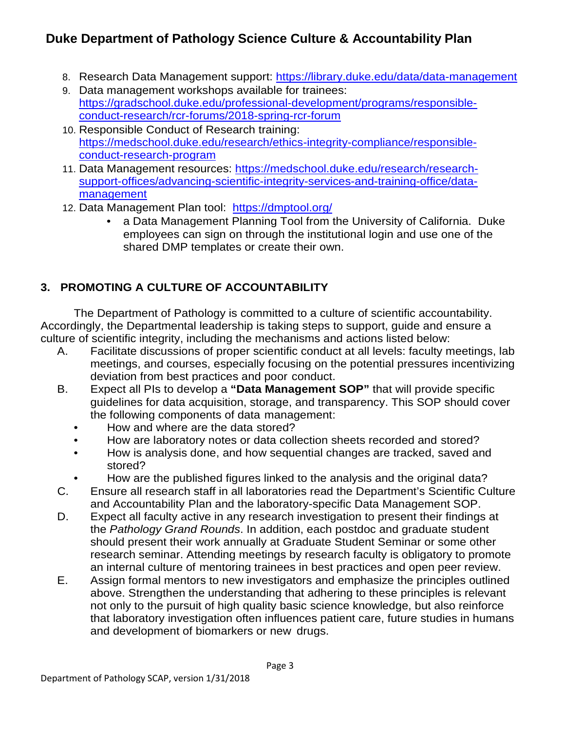8. Research Data Management support: https://library.duke.edu/data/data-management
9. Data management workshops available for trainees: https://gradschool.duke.edu/professional-development/programs/responsible-conduct-research/rcr-forums/2018-spring-rcr-forum
10. Responsible Conduct of Research training: https://medschool.duke.edu/research/ethics-integrity-compliance/responsible-conduct-research-program
11. Data Management resources: https://medschool.duke.edu/research/research-support-offices/advancing-scientific-integrity-services-and-training-office/data-management
12. Data Management Plan tool: https://dmptool.org/
    - a Data Management Planning Tool from the University of California. Duke employees can sign on through the institutional login and use one of the shared DMP templates or create their own.

## 3. PROMOTING A CULTURE OF ACCOUNTABILITY

The Department of Pathology is committed to a culture of scientific accountability. Accordingly, the Departmental leadership is taking steps to support, guide and ensure a culture of scientific integrity, including the mechanisms and actions listed below:

A. Facilitate discussions of proper scientific conduct at all levels: faculty meetings, lab meetings, and courses, especially focusing on the potential pressures incentivizing deviation from best practices and poor conduct.

B. Expect all PIs to develop a **"Data Management SOP"** that will provide specific guidelines for data acquisition, storage, and transparency. This SOP should cover the following components of data management:
   - How and where are the data stored?
   - How are laboratory notes or data collection sheets recorded and stored?
   - How is analysis done, and how sequential changes are tracked, saved and stored?
   - How are the published figures linked to the analysis and the original data?

C. Ensure all research staff in all laboratories read the Department's Scientific Culture and Accountability Plan and the laboratory-specific Data Management SOP.

D. Expect all faculty active in any research investigation to present their findings at the *Pathology Grand Rounds*. In addition, each postdoc and graduate student should present their work annually at Graduate Student Seminar or some other research seminar. Attending meetings by research faculty is obligatory to promote an internal culture of mentoring trainees in best practices and open peer review.

E. Assign formal mentors to new investigators and emphasize the principles outlined above. Strengthen the understanding that adhering to these principles is relevant not only to the pursuit of high quality basic science knowledge, but also reinforce that laboratory investigation often influences patient care, future studies in humans and development of biomarkers or new drugs.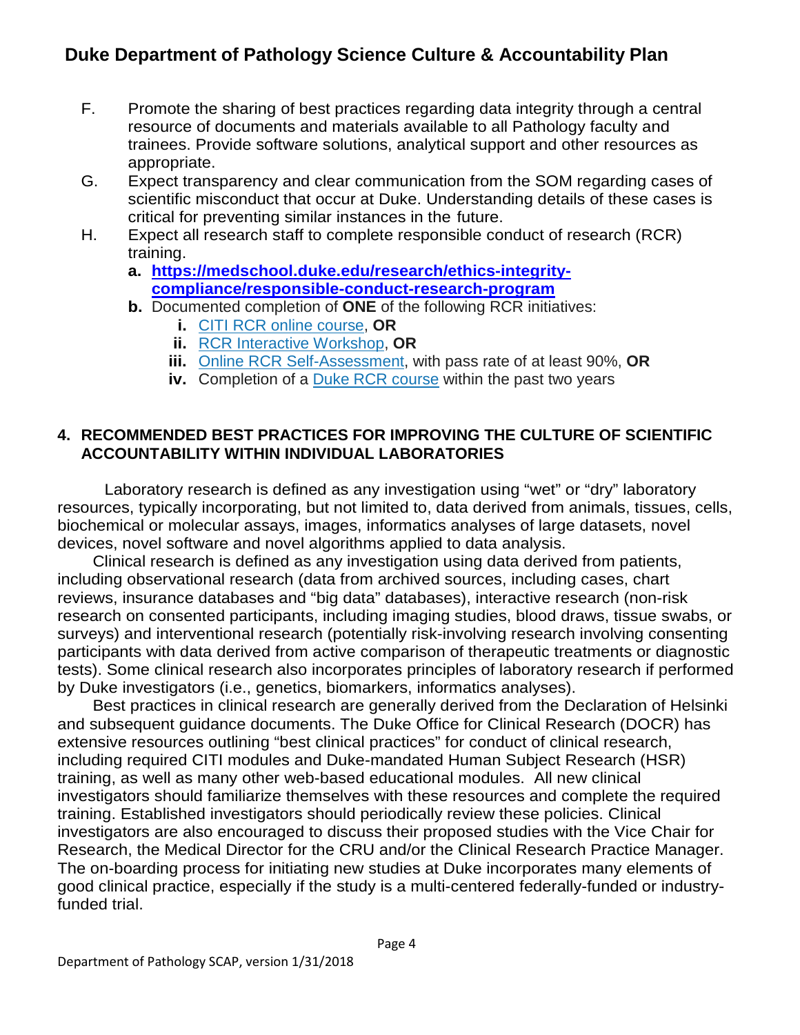F. Promote the sharing of best practices regarding data integrity through a central resource of documents and materials available to all Pathology faculty and trainees. Provide software solutions, analytical support and other resources as appropriate.

G. Expect transparency and clear communication from the SOM regarding cases of scientific misconduct that occur at Duke. Understanding details of these cases is critical for preventing similar instances in the future.

H. Expect all research staff to complete responsible conduct of research (RCR) training.

   a. **https://medschool.duke.edu/research/ethics-integrity-compliance/responsible-conduct-research-program**

   b. Documented completion of **ONE** of the following RCR initiatives:

      i. CITI RCR online course, **OR**

      ii. RCR Interactive Workshop, **OR**

      iii. Online RCR Self-Assessment, with pass rate of at least 90%, **OR**

      iv. Completion of a Duke RCR course within the past two years

## 4. RECOMMENDED BEST PRACTICES FOR IMPROVING THE CULTURE OF SCIENTIFIC ACCOUNTABILITY WITHIN INDIVIDUAL LABORATORIES

Laboratory research is defined as any investigation using "wet" or "dry" laboratory resources, typically incorporating, but not limited to, data derived from animals, tissues, cells, biochemical or molecular assays, images, informatics analyses of large datasets, novel devices, novel software and novel algorithms applied to data analysis.

Clinical research is defined as any investigation using data derived from patients, including observational research (data from archived sources, including cases, chart reviews, insurance databases and "big data" databases), interactive research (non-risk research on consented participants, including imaging studies, blood draws, tissue swabs, or surveys) and interventional research (potentially risk-involving research involving consenting participants with data derived from active comparison of therapeutic treatments or diagnostic tests). Some clinical research also incorporates principles of laboratory research if performed by Duke investigators (i.e., genetics, biomarkers, informatics analyses).

Best practices in clinical research are generally derived from the Declaration of Helsinki and subsequent guidance documents. The Duke Office for Clinical Research (DOCR) has extensive resources outlining "best clinical practices" for conduct of clinical research, including required CITI modules and Duke-mandated Human Subject Research (HSR) training, as well as many other web-based educational modules. All new clinical investigators should familiarize themselves with these resources and complete the required training. Established investigators should periodically review these policies. Clinical investigators are also encouraged to discuss their proposed studies with the Vice Chair for Research, the Medical Director for the CRU and/or the Clinical Research Practice Manager. The on-boarding process for initiating new studies at Duke incorporates many elements of good clinical practice, especially if the study is a multi-centered federally-funded or industry-funded trial.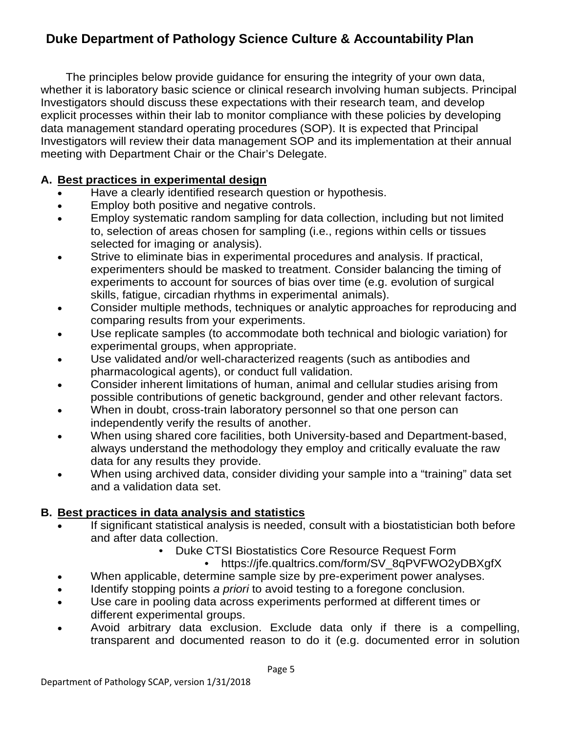# Duke Department of Pathology Science Culture & Accountability Plan

The principles below provide guidance for ensuring the integrity of your own data, whether it is laboratory basic science or clinical research involving human subjects. Principal Investigators should discuss these expectations with their research team, and develop explicit processes within their lab to monitor compliance with these policies by developing data management standard operating procedures (SOP). It is expected that Principal Investigators will review their data management SOP and its implementation at their annual meeting with Department Chair or the Chair's Delegate.

## A. Best practices in experimental design

- Have a clearly identified research question or hypothesis.
- Employ both positive and negative controls.
- Employ systematic random sampling for data collection, including but not limited to, selection of areas chosen for sampling (i.e., regions within cells or tissues selected for imaging or analysis).
- Strive to eliminate bias in experimental procedures and analysis. If practical, experimenters should be masked to treatment. Consider balancing the timing of experiments to account for sources of bias over time (e.g. evolution of surgical skills, fatigue, circadian rhythms in experimental animals).
- Consider multiple methods, techniques or analytic approaches for reproducing and comparing results from your experiments.
- Use replicate samples (to accommodate both technical and biologic variation) for experimental groups, when appropriate.
- Use validated and/or well-characterized reagents (such as antibodies and pharmacological agents), or conduct full validation.
- Consider inherent limitations of human, animal and cellular studies arising from possible contributions of genetic background, gender and other relevant factors.
- When in doubt, cross-train laboratory personnel so that one person can independently verify the results of another.
- When using shared core facilities, both University-based and Department-based, always understand the methodology they employ and critically evaluate the raw data for any results they provide.
- When using archived data, consider dividing your sample into a "training" data set and a validation data set.

## B. Best practices in data analysis and statistics

- If significant statistical analysis is needed, consult with a biostatistician both before and after data collection.
  - Duke CTSI Biostatistics Core Resource Request Form
    - https://jfe.qualtrics.com/form/SV_8qPVFWO2yDBXgfX
- When applicable, determine sample size by pre-experiment power analyses.
- Identify stopping points *a priori* to avoid testing to a foregone conclusion.
- Use care in pooling data across experiments performed at different times or different experimental groups.
- Avoid arbitrary data exclusion. Exclude data only if there is a compelling, transparent and documented reason to do it (e.g. documented error in solution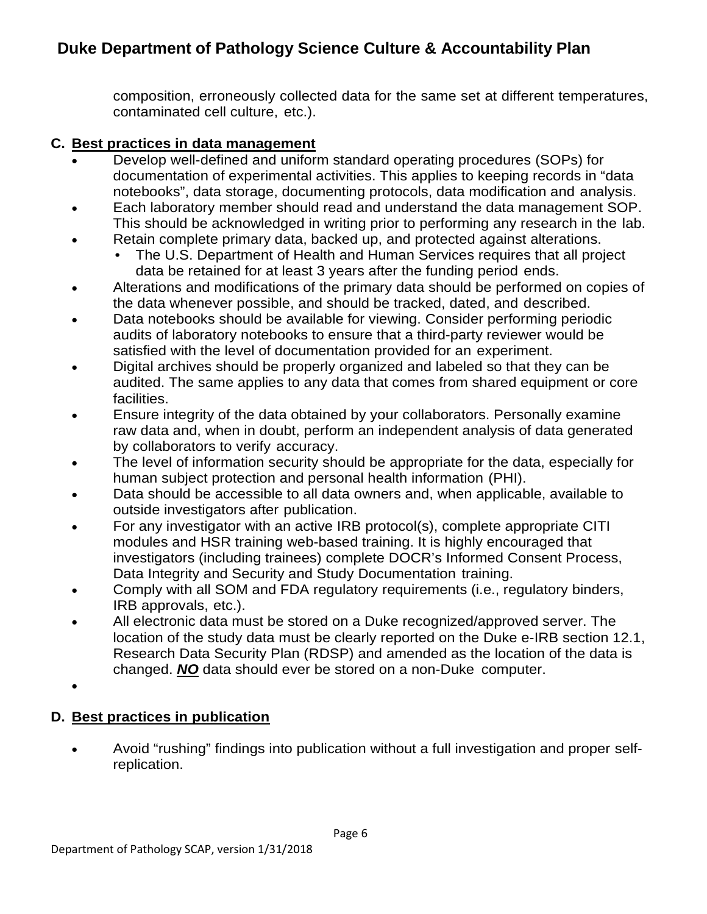composition, erroneously collected data for the same set at different temperatures, contaminated cell culture, etc.).

### C. Best practices in data management

- Develop well-defined and uniform standard operating procedures (SOPs) for documentation of experimental activities. This applies to keeping records in "data notebooks", data storage, documenting protocols, data modification and analysis.
- Each laboratory member should read and understand the data management SOP. This should be acknowledged in writing prior to performing any research in the lab.
- Retain complete primary data, backed up, and protected against alterations.
  - The U.S. Department of Health and Human Services requires that all project data be retained for at least 3 years after the funding period ends.
- Alterations and modifications of the primary data should be performed on copies of the data whenever possible, and should be tracked, dated, and described.
- Data notebooks should be available for viewing. Consider performing periodic audits of laboratory notebooks to ensure that a third-party reviewer would be satisfied with the level of documentation provided for an experiment.
- Digital archives should be properly organized and labeled so that they can be audited. The same applies to any data that comes from shared equipment or core facilities.
- Ensure integrity of the data obtained by your collaborators. Personally examine raw data and, when in doubt, perform an independent analysis of data generated by collaborators to verify accuracy.
- The level of information security should be appropriate for the data, especially for human subject protection and personal health information (PHI).
- Data should be accessible to all data owners and, when applicable, available to outside investigators after publication.
- For any investigator with an active IRB protocol(s), complete appropriate CITI modules and HSR training web-based training. It is highly encouraged that investigators (including trainees) complete DOCR's Informed Consent Process, Data Integrity and Security and Study Documentation training.
- Comply with all SOM and FDA regulatory requirements (i.e., regulatory binders, IRB approvals, etc.).
- All electronic data must be stored on a Duke recognized/approved server. The location of the study data must be clearly reported on the Duke e-IRB section 12.1, Research Data Security Plan (RDSP) and amended as the location of the data is changed. ***NO*** data should ever be stored on a non-Duke computer.

### D. Best practices in publication

- Avoid "rushing" findings into publication without a full investigation and proper self-replication.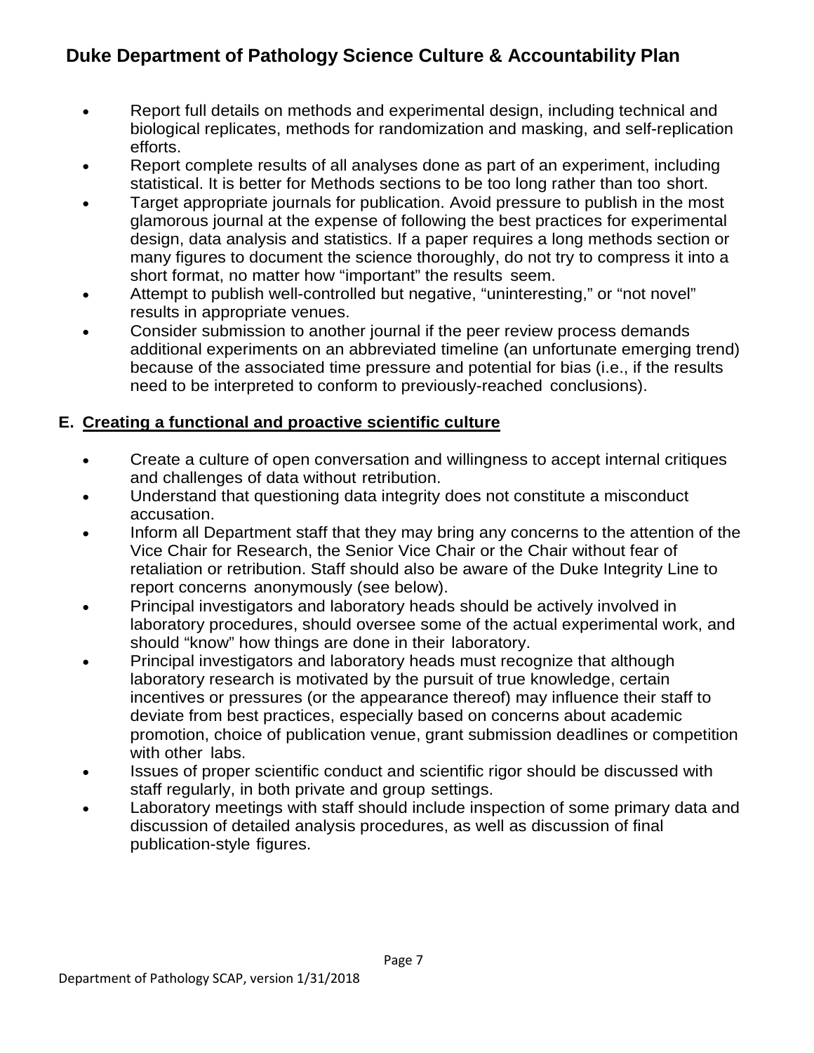- Report full details on methods and experimental design, including technical and biological replicates, methods for randomization and masking, and self-replication efforts.
- Report complete results of all analyses done as part of an experiment, including statistical. It is better for Methods sections to be too long rather than too short.
- Target appropriate journals for publication. Avoid pressure to publish in the most glamorous journal at the expense of following the best practices for experimental design, data analysis and statistics. If a paper requires a long methods section or many figures to document the science thoroughly, do not try to compress it into a short format, no matter how "important" the results seem.
- Attempt to publish well-controlled but negative, "uninteresting," or "not novel" results in appropriate venues.
- Consider submission to another journal if the peer review process demands additional experiments on an abbreviated timeline (an unfortunate emerging trend) because of the associated time pressure and potential for bias (i.e., if the results need to be interpreted to conform to previously-reached conclusions).

## E. Creating a functional and proactive scientific culture

- Create a culture of open conversation and willingness to accept internal critiques and challenges of data without retribution.
- Understand that questioning data integrity does not constitute a misconduct accusation.
- Inform all Department staff that they may bring any concerns to the attention of the Vice Chair for Research, the Senior Vice Chair or the Chair without fear of retaliation or retribution. Staff should also be aware of the Duke Integrity Line to report concerns anonymously (see below).
- Principal investigators and laboratory heads should be actively involved in laboratory procedures, should oversee some of the actual experimental work, and should "know" how things are done in their laboratory.
- Principal investigators and laboratory heads must recognize that although laboratory research is motivated by the pursuit of true knowledge, certain incentives or pressures (or the appearance thereof) may influence their staff to deviate from best practices, especially based on concerns about academic promotion, choice of publication venue, grant submission deadlines or competition with other labs.
- Issues of proper scientific conduct and scientific rigor should be discussed with staff regularly, in both private and group settings.
- Laboratory meetings with staff should include inspection of some primary data and discussion of detailed analysis procedures, as well as discussion of final publication-style figures.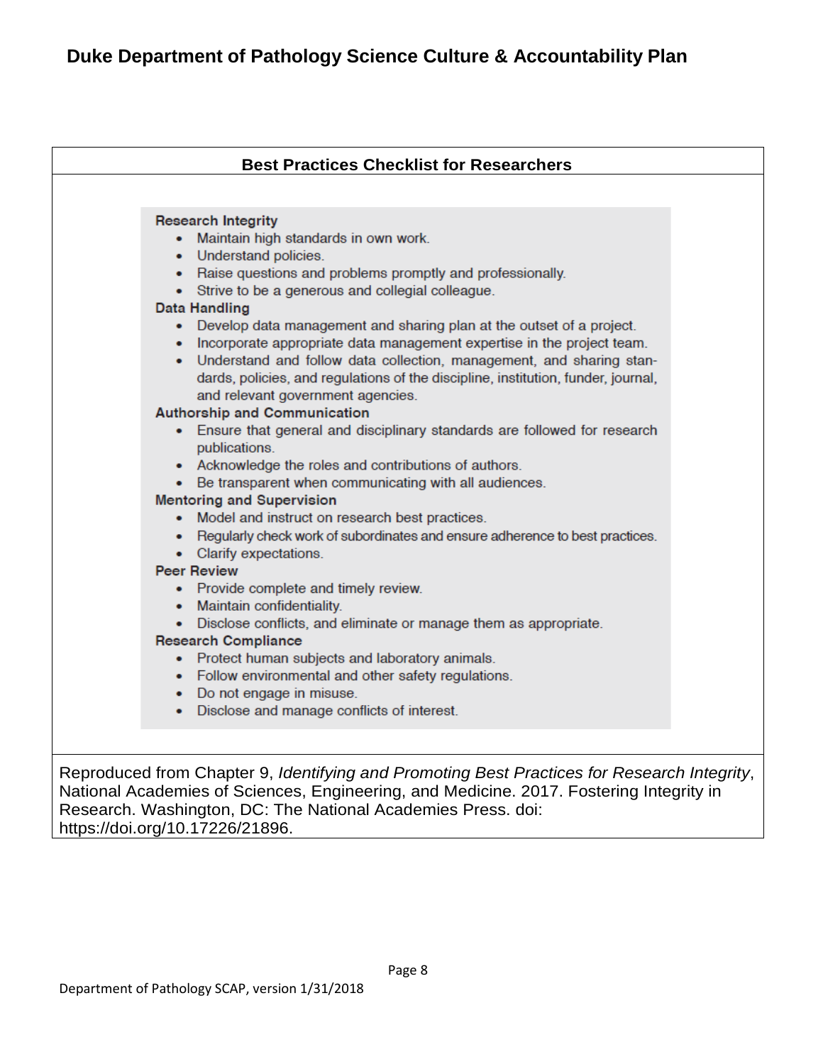# Duke Department of Pathology Science Culture & Accountability Plan

## Best Practices Checklist for Researchers

**Research Integrity**

- Maintain high standards in own work.
- Understand policies.
- Raise questions and problems promptly and professionally.
- Strive to be a generous and collegial colleague.

**Data Handling**

- Develop data management and sharing plan at the outset of a project.
- Incorporate appropriate data management expertise in the project team.
- Understand and follow data collection, management, and sharing standards, policies, and regulations of the discipline, institution, funder, journal, and relevant government agencies.

**Authorship and Communication**

- Ensure that general and disciplinary standards are followed for research publications.
- Acknowledge the roles and contributions of authors.
- Be transparent when communicating with all audiences.

**Mentoring and Supervision**

- Model and instruct on research best practices.
- Regularly check work of subordinates and ensure adherence to best practices.
- Clarify expectations.

**Peer Review**

- Provide complete and timely review.
- Maintain confidentiality.
- Disclose conflicts, and eliminate or manage them as appropriate.

**Research Compliance**

- Protect human subjects and laboratory animals.
- Follow environmental and other safety regulations.
- Do not engage in misuse.
- Disclose and manage conflicts of interest.

Reproduced from Chapter 9, *Identifying and Promoting Best Practices for Research Integrity*, National Academies of Sciences, Engineering, and Medicine. 2017. Fostering Integrity in Research. Washington, DC: The National Academies Press. doi: https://doi.org/10.17226/21896.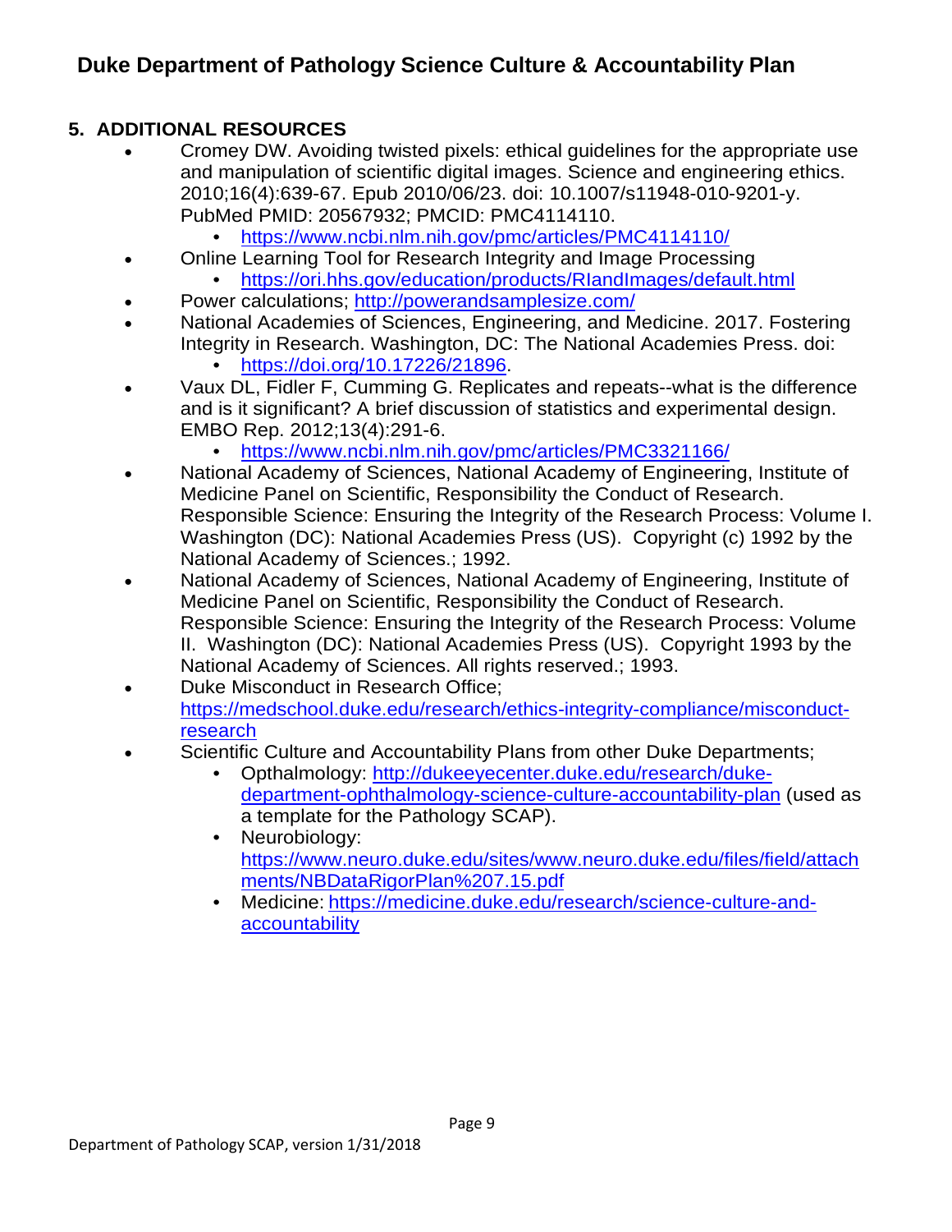## 5. ADDITIONAL RESOURCES

- Cromey DW. Avoiding twisted pixels: ethical guidelines for the appropriate use and manipulation of scientific digital images. Science and engineering ethics. 2010;16(4):639-67. Epub 2010/06/23. doi: 10.1007/s11948-010-9201-y. PubMed PMID: 20567932; PMCID: PMC4114110.
  - https://www.ncbi.nlm.nih.gov/pmc/articles/PMC4114110/
- Online Learning Tool for Research Integrity and Image Processing
  - https://ori.hhs.gov/education/products/RIandImages/default.html
- Power calculations; http://powerandsamplesize.com/
- National Academies of Sciences, Engineering, and Medicine. 2017. Fostering Integrity in Research. Washington, DC: The National Academies Press. doi:
  - https://doi.org/10.17226/21896.
- Vaux DL, Fidler F, Cumming G. Replicates and repeats--what is the difference and is it significant? A brief discussion of statistics and experimental design. EMBO Rep. 2012;13(4):291-6.
  - https://www.ncbi.nlm.nih.gov/pmc/articles/PMC3321166/
- National Academy of Sciences, National Academy of Engineering, Institute of Medicine Panel on Scientific, Responsibility the Conduct of Research. Responsible Science: Ensuring the Integrity of the Research Process: Volume I. Washington (DC): National Academies Press (US). Copyright (c) 1992 by the National Academy of Sciences.; 1992.
- National Academy of Sciences, National Academy of Engineering, Institute of Medicine Panel on Scientific, Responsibility the Conduct of Research. Responsible Science: Ensuring the Integrity of the Research Process: Volume II. Washington (DC): National Academies Press (US). Copyright 1993 by the National Academy of Sciences. All rights reserved.; 1993.
- Duke Misconduct in Research Office; https://medschool.duke.edu/research/ethics-integrity-compliance/misconduct-research
- Scientific Culture and Accountability Plans from other Duke Departments;
  - Opthalmology: http://dukeeyecenter.duke.edu/research/duke-department-ophthalmology-science-culture-accountability-plan (used as a template for the Pathology SCAP).
  - Neurobiology: https://www.neuro.duke.edu/sites/www.neuro.duke.edu/files/field/attachments/NBDataRigorPlan%207.15.pdf
  - Medicine: https://medicine.duke.edu/research/science-culture-and-accountability